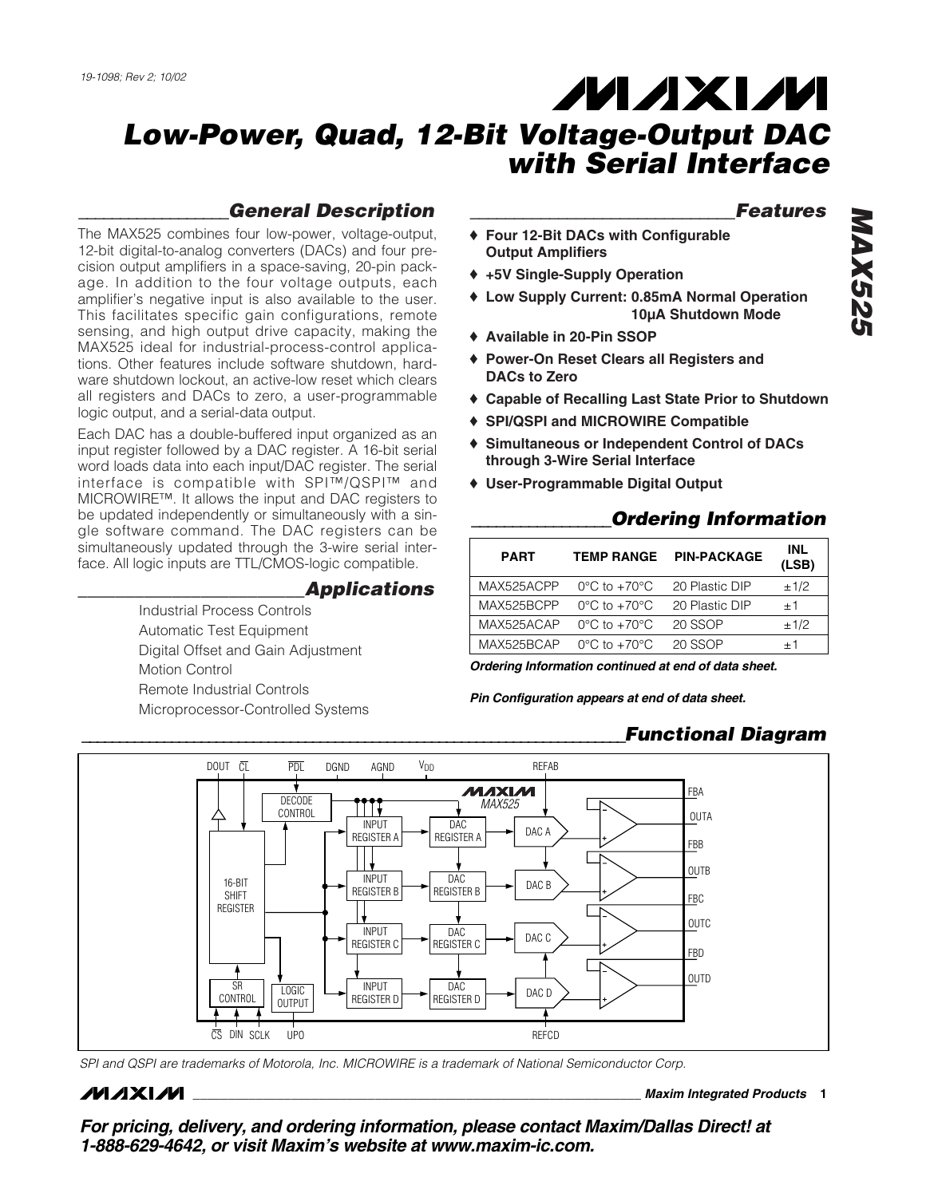19-1098; Rev 2; 10/02

# Low-Power, Quad, 12-Bit Voltage-Output DAC with Serial Interface

## General Description

The MAX525 combines four low-power, voltage-output, 12-bit digital-to-analog converters (DACs) and four precision output amplifiers in a space-saving, 20-pin package. In addition to the four voltage outputs, each amplifier's negative input is also available to the user. This facilitates specific gain configurations, remote sensing, and high output drive capacity, making the MAX525 ideal for industrial-process-control applications. Other features include software shutdown, hardware shutdown lockout, an active-low reset which clears all registers and DACs to zero, a user-programmable logic output, and a serial-data output.

Each DAC has a double-buffered input organized as an input register followed by a DAC register. A 16-bit serial word loads data into each input/DAC register. The serial interface is compatible with SPI™/QSPI™ and MICROWIRE™. It allows the input and DAC registers to be updated independently or simultaneously with a single software command. The DAC registers can be simultaneously updated through the 3-wire serial interface. All logic inputs are TTL/CMOS-logic compatible.

## Applications

- Industrial Process Controls
- Automatic Test Equipment
- Digital Offset and Gain Adjustment
- Motion Control
- Remote Industrial Controls
- Microprocessor-Controlled Systems

## Features

- ♦ **Four 12-Bit DACs with Configurable Output Amplifiers**
- ♦ **+5V Single-Supply Operation**
- ♦ **Low Supply Current: 0.85mA Normal Operation 10µA Shutdown Mode**
- ♦ **Available in 20-Pin SSOP**
- ♦ **Power-On Reset Clears all Registers and DACs to Zero**
- ♦ **Capable of Recalling Last State Prior to Shutdown**
- ♦ **SPI/QSPI and MICROWIRE Compatible**
- ♦ **Simultaneous or Independent Control of DACs through 3-Wire Serial Interface**
- ♦ **User-Programmable Digital Output**

## Ordering Information

| PART | TEMP RANGE | PIN-PACKAGE | INL (LSB) |
|---|---|---|---|
| MAX525ACPP | 0°C to +70°C | 20 Plastic DIP | ±1/2 |
| MAX525BCPP | 0°C to +70°C | 20 Plastic DIP | ±1 |
| MAX525ACAP | 0°C to +70°C | 20 SSOP | ±1/2 |
| MAX525BCAP | 0°C to +70°C | 20 SSOP | ±1 |

***Ordering Information continued at end of data sheet.***

***Pin Configuration appears at end of data sheet.***

## Functional Diagram

*SPI and QSPI are trademarks of Motorola, Inc. MICROWIRE is a trademark of National Semiconductor Corp.*

***For pricing, delivery, and ordering information, please contact Maxim/Dallas Direct! at 1-888-629-4642, or visit Maxim's website at www.maxim-ic.com.***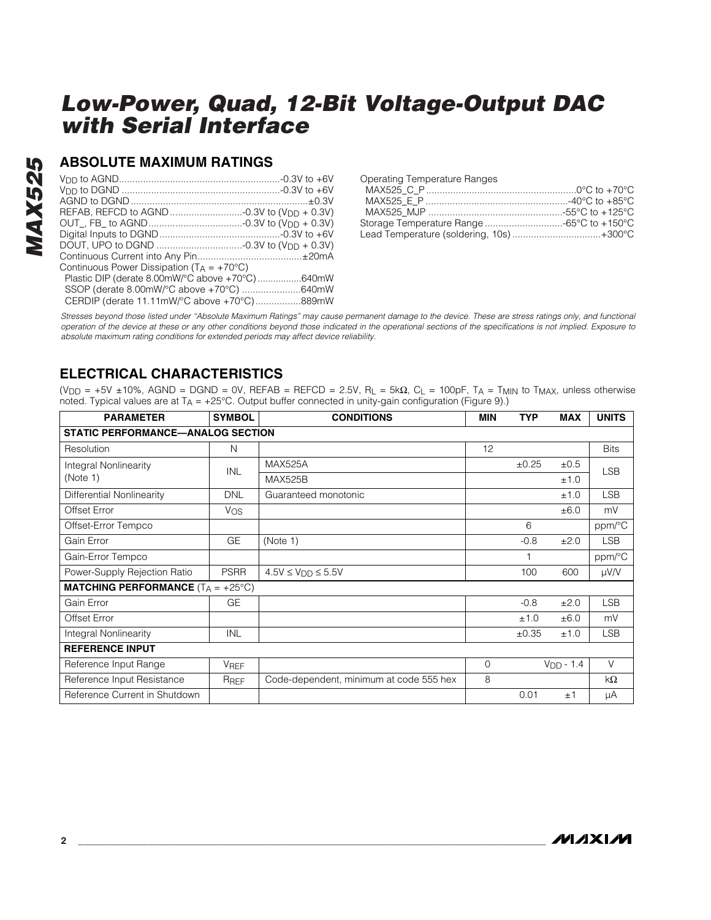# Low-Power, Quad, 12-Bit Voltage-Output DAC with Serial Interface

## ABSOLUTE MAXIMUM RATINGS

$V_{DD}$ to AGND ............................................................-0.3V to +6V
$V_{DD}$ to DGND ............................................................-0.3V to +6V
AGND to DGND ..................................................................±0.3V
REFAB, REFCD to AGND ...........................-0.3V to ($V_{DD}$ + 0.3V)
OUT_, FB_ to AGND...................................-0.3V to ($V_{DD}$ + 0.3V)
Digital Inputs to DGND.............................................-0.3V to +6V
DOUT, UPO to DGND ................................-0.3V to ($V_{DD}$ + 0.3V)
Continuous Current into Any Pin.......................................±20mA
Continuous Power Dissipation ($T_A$ = +70°C)
Plastic DIP (derate 8.00mW/°C above +70°C) ................640mW
SSOP (derate 8.00mW/°C above +70°C) ......................640mW
CERDIP (derate 11.11mW/°C above +70°C).................889mW

Operating Temperature Ranges
MAX525_C_P .......................................................0°C to +70°C
MAX525_E_P .....................................................-40°C to +85°C
MAX525_MJP ..................................................-55°C to +125°C
Storage Temperature Range .............................-65°C to +150°C
Lead Temperature (soldering, 10s) .................................+300°C

*Stresses beyond those listed under "Absolute Maximum Ratings" may cause permanent damage to the device. These are stress ratings only, and functional operation of the device at these or any other conditions beyond those indicated in the operational sections of the specifications is not implied. Exposure to absolute maximum rating conditions for extended periods may affect device reliability.*

## ELECTRICAL CHARACTERISTICS

($V_{DD}$ = +5V ±10%, AGND = DGND = 0V, REFAB = REFCD = 2.5V, $R_L$ = 5kΩ, $C_L$ = 100pF, $T_A$ = $T_{MIN}$ to $T_{MAX}$, unless otherwise noted. Typical values are at $T_A$ = +25°C. Output buffer connected in unity-gain configuration (Figure 9).)

| PARAMETER | SYMBOL | CONDITIONS | MIN | TYP | MAX | UNITS |
|---|---|---|---|---|---|---|
| **STATIC PERFORMANCE—ANALOG SECTION** | | | | | | |
| Resolution | N | | 12 | | | Bits |
| Integral Nonlinearity (Note 1) | INL | MAX525A | | ±0.25 | ±0.5 | LSB |
| | | MAX525B | | | ±1.0 | |
| Differential Nonlinearity | DNL | Guaranteed monotonic | | | ±1.0 | LSB |
| Offset Error | $V_{OS}$ | | | | ±6.0 | mV |
| Offset-Error Tempco | | | | 6 | | ppm/°C |
| Gain Error | GE | (Note 1) | | -0.8 | ±2.0 | LSB |
| Gain-Error Tempco | | | | 1 | | ppm/°C |
| Power-Supply Rejection Ratio | PSRR | 4.5V ≤ $V_{DD}$ ≤ 5.5V | | 100 | 600 | µV/V |
| **MATCHING PERFORMANCE** ($T_A$ = +25°C) | | | | | | |
| Gain Error | GE | | | -0.8 | ±2.0 | LSB |
| Offset Error | | | | ±1.0 | ±6.0 | mV |
| Integral Nonlinearity | INL | | | ±0.35 | ±1.0 | LSB |
| **REFERENCE INPUT** | | | | | | |
| Reference Input Range | $V_{REF}$ | | 0 | | $V_{DD}$ - 1.4 | V |
| Reference Input Resistance | $R_{REF}$ | Code-dependent, minimum at code 555 hex | 8 | | | kΩ |
| Reference Current in Shutdown | | | | 0.01 | ±1 | µA |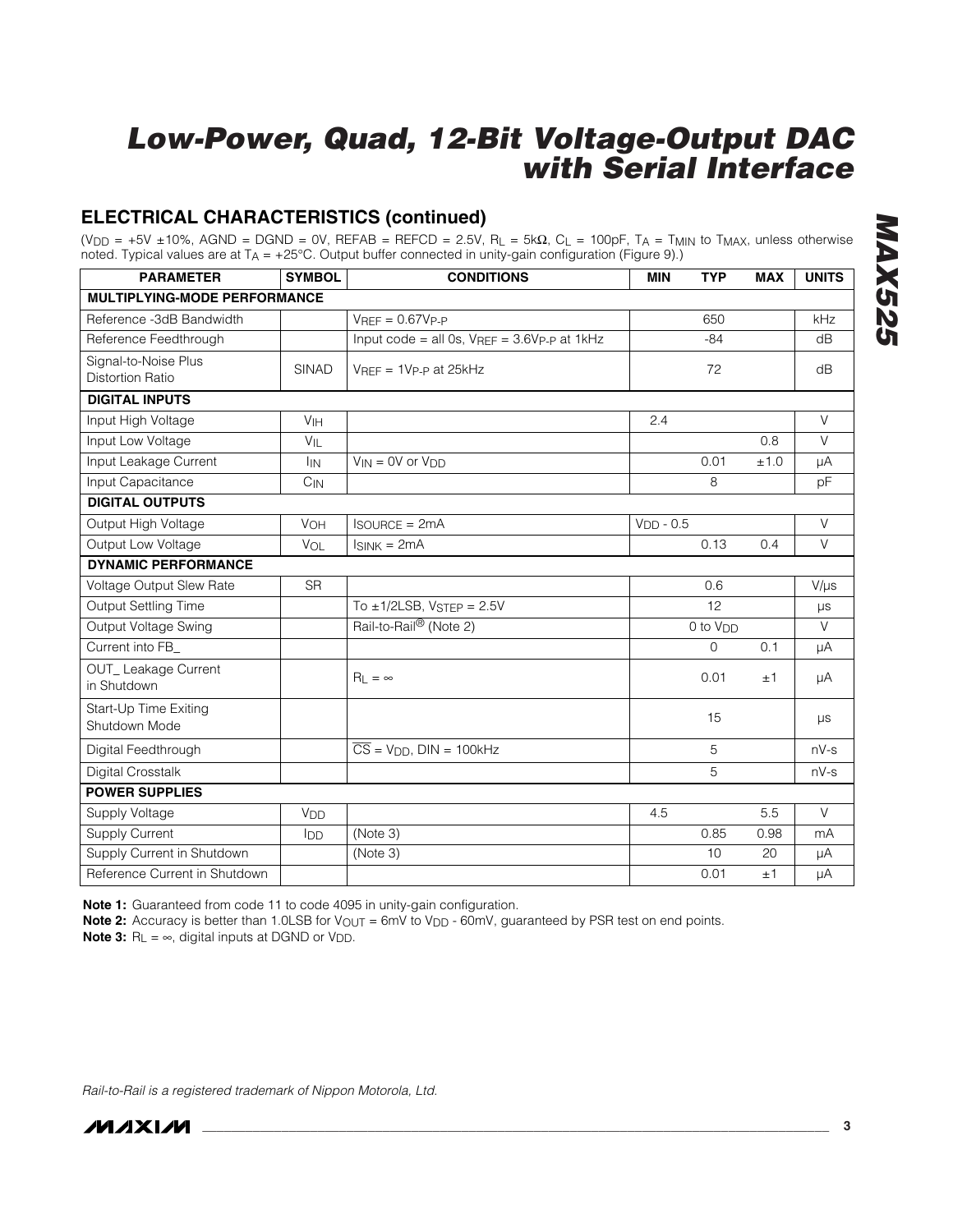## ELECTRICAL CHARACTERISTICS (continued)

($V_{DD}$ = +5V ±10%, AGND = DGND = 0V, REFAB = REFCD = 2.5V, $R_L$ = 5kΩ, $C_L$ = 100pF, $T_A$ = $T_{MIN}$ to $T_{MAX}$, unless otherwise noted. Typical values are at $T_A$ = +25°C. Output buffer connected in unity-gain configuration (Figure 9).)

| PARAMETER | SYMBOL | CONDITIONS | MIN | TYP | MAX | UNITS |
|---|---|---|---|---|---|---|
| **MULTIPLYING-MODE PERFORMANCE** | | | | | | |
| Reference -3dB Bandwidth | | $V_{REF}$ = 0.67$V_{P-P}$ | | 650 | | kHz |
| Reference Feedthrough | | Input code = all 0s, $V_{REF}$ = 3.6$V_{P-P}$ at 1kHz | | -84 | | dB |
| Signal-to-Noise Plus Distortion Ratio | SINAD | $V_{REF}$ = 1$V_{P-P}$ at 25kHz | | 72 | | dB |
| **DIGITAL INPUTS** | | | | | | |
| Input High Voltage | $V_{IH}$ | | 2.4 | | | V |
| Input Low Voltage | $V_{IL}$ | | | | 0.8 | V |
| Input Leakage Current | $I_{IN}$ | $V_{IN}$ = 0V or $V_{DD}$ | | 0.01 | ±1.0 | µA |
| Input Capacitance | $C_{IN}$ | | | 8 | | pF |
| **DIGITAL OUTPUTS** | | | | | | |
| Output High Voltage | $V_{OH}$ | $I_{SOURCE}$ = 2mA | $V_{DD}$ - 0.5 | | | V |
| Output Low Voltage | $V_{OL}$ | $I_{SINK}$ = 2mA | | 0.13 | 0.4 | V |
| **DYNAMIC PERFORMANCE** | | | | | | |
| Voltage Output Slew Rate | SR | | | 0.6 | | V/µs |
| Output Settling Time | | To ±1/2LSB, $V_{STEP}$ = 2.5V | | 12 | | µs |
| Output Voltage Swing | | Rail-to-Rail® (Note 2) | | 0 to $V_{DD}$ | | V |
| Current into FB_ | | | | 0 | 0.1 | µA |
| OUT_ Leakage Current in Shutdown | | $R_L$ = ∞ | | 0.01 | ±1 | µA |
| Start-Up Time Exiting Shutdown Mode | | | | 15 | | µs |
| Digital Feedthrough | | $\overline{CS}$ = $V_{DD}$, DIN = 100kHz | | 5 | | nV-s |
| Digital Crosstalk | | | | 5 | | nV-s |
| **POWER SUPPLIES** | | | | | | |
| Supply Voltage | $V_{DD}$ | | 4.5 | | 5.5 | V |
| Supply Current | $I_{DD}$ | (Note 3) | | 0.85 | 0.98 | mA |
| Supply Current in Shutdown | | (Note 3) | | 10 | 20 | µA |
| Reference Current in Shutdown | | | | 0.01 | ±1 | µA |

**Note 1:** Guaranteed from code 11 to code 4095 in unity-gain configuration.

**Note 2:** Accuracy is better than 1.0LSB for $V_{OUT}$ = 6mV to $V_{DD}$ - 60mV, guaranteed by PSR test on end points.

**Note 3:** $R_L$ = ∞, digital inputs at DGND or $V_{DD}$.

*Rail-to-Rail is a registered trademark of Nippon Motorola, Ltd.*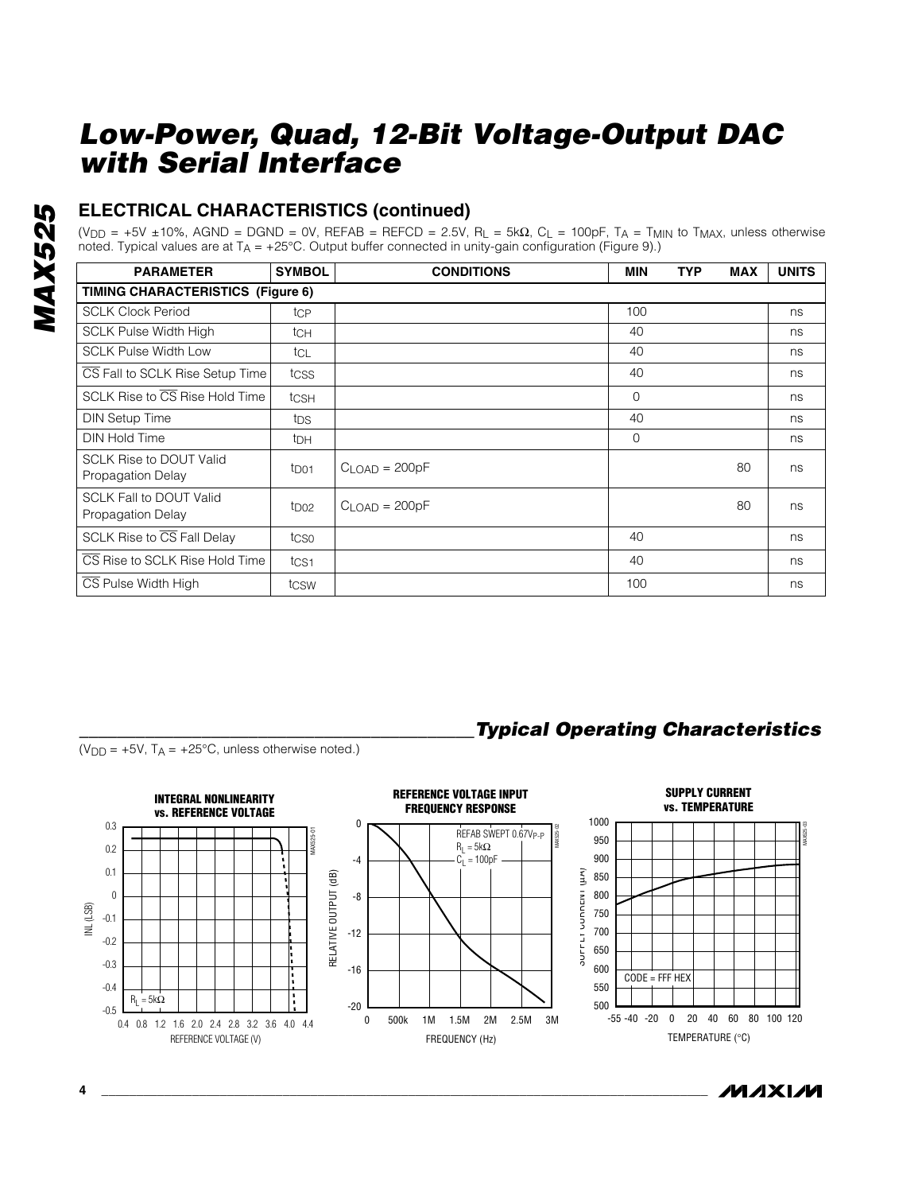# Low-Power, Quad, 12-Bit Voltage-Output DAC with Serial Interface

## ELECTRICAL CHARACTERISTICS (continued)

($V_{DD}$ = +5V ±10%, AGND = DGND = 0V, REFAB = REFCD = 2.5V, $R_L$ = 5kΩ, $C_L$ = 100pF, $T_A$ = $T_{MIN}$ to $T_{MAX}$, unless otherwise noted. Typical values are at $T_A$ = +25°C. Output buffer connected in unity-gain configuration (Figure 9).)

| PARAMETER | SYMBOL | CONDITIONS | MIN | TYP | MAX | UNITS |
|---|---|---|---|---|---|---|
| **TIMING CHARACTERISTICS (Figure 6)** | | | | | | |
| SCLK Clock Period | $t_{CP}$ | | 100 | | | ns |
| SCLK Pulse Width High | $t_{CH}$ | | 40 | | | ns |
| SCLK Pulse Width Low | $t_{CL}$ | | 40 | | | ns |
| $\overline{CS}$ Fall to SCLK Rise Setup Time | $t_{CSS}$ | | 40 | | | ns |
| SCLK Rise to $\overline{CS}$ Rise Hold Time | $t_{CSH}$ | | 0 | | | ns |
| DIN Setup Time | $t_{DS}$ | | 40 | | | ns |
| DIN Hold Time | $t_{DH}$ | | 0 | | | ns |
| SCLK Rise to DOUT Valid Propagation Delay | $t_{DO1}$ | $C_{LOAD}$ = 200pF | | | 80 | ns |
| SCLK Fall to DOUT Valid Propagation Delay | $t_{DO2}$ | $C_{LOAD}$ = 200pF | | | 80 | ns |
| SCLK Rise to $\overline{CS}$ Fall Delay | $t_{CS0}$ | | 40 | | | ns |
| $\overline{CS}$ Rise to SCLK Rise Hold Time | $t_{CS1}$ | | 40 | | | ns |
| $\overline{CS}$ Pulse Width High | $t_{CSW}$ | | 100 | | | ns |

## Typical Operating Characteristics

($V_{DD}$ = +5V, $T_A$ = +25°C, unless otherwise noted.)

**INTEGRAL NONLINEARITY vs. REFERENCE VOLTAGE**

**REFERENCE VOLTAGE INPUT FREQUENCY RESPONSE**

**SUPPLY CURRENT vs. TEMPERATURE**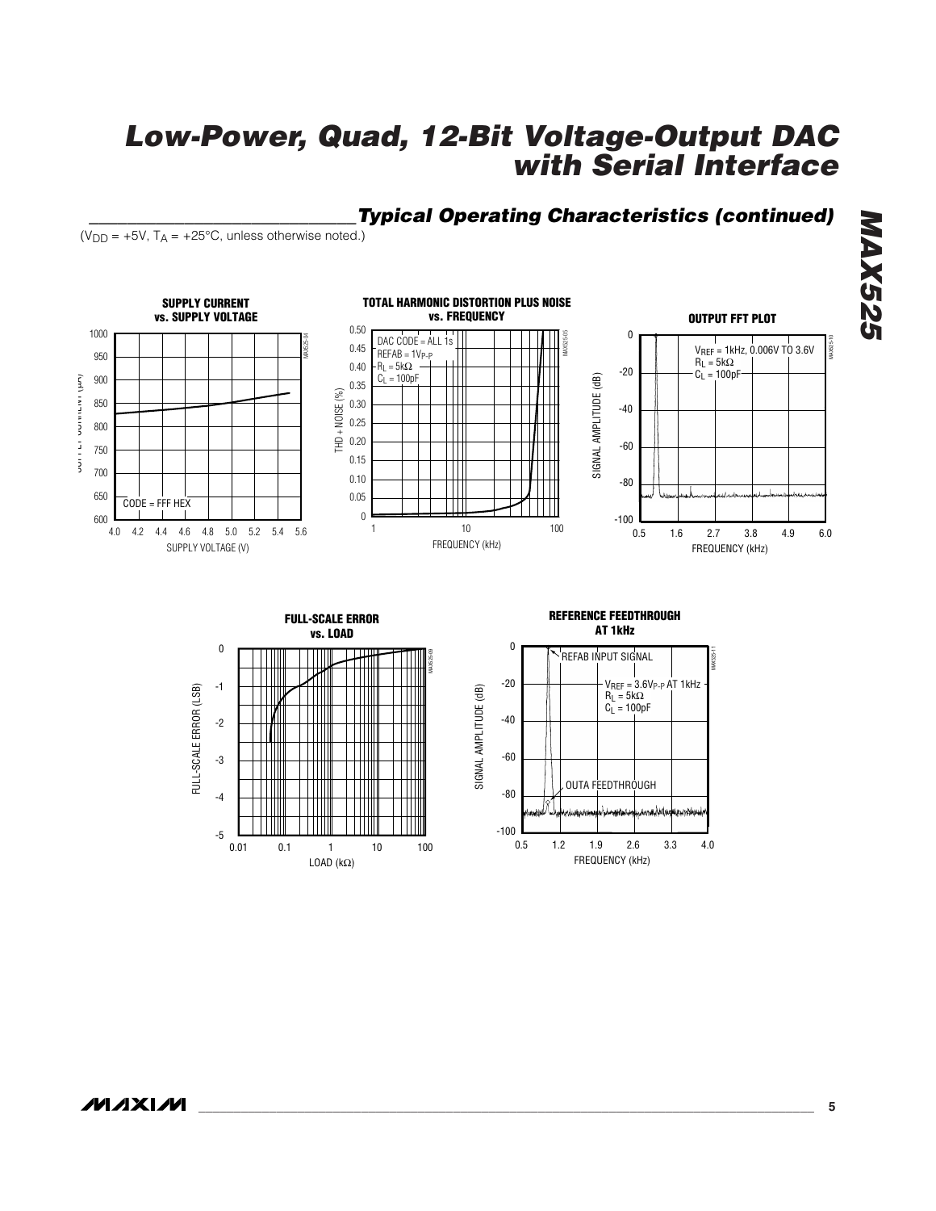## Typical Operating Characteristics (continued)

($V_{DD}$ = +5V, $T_A$ = +25°C, unless otherwise noted.)

**SUPPLY CURRENT vs. SUPPLY VOLTAGE**

CODE = FFF HEX

SUPPLY CURRENT (µA)

SUPPLY VOLTAGE (V)

**TOTAL HARMONIC DISTORTION PLUS NOISE vs. FREQUENCY**

DAC CODE = ALL 1s
REFAB = $1V_{P-P}$
$R_L$ = 5kΩ
$C_L$ = 100pF

THD + NOISE (%)

FREQUENCY (kHz)

**OUTPUT FFT PLOT**

$V_{REF}$ = 1kHz, 0.006V TO 3.6V
$R_L$ = 5kΩ
$C_L$ = 100pF

SIGNAL AMPLITUDE (dB)

FREQUENCY (kHz)

**FULL-SCALE ERROR vs. LOAD**

FULL-SCALE ERROR (LSB)

LOAD (kΩ)

**REFERENCE FEEDTHROUGH AT 1kHz**

REFAB INPUT SIGNAL

$V_{REF}$ = $3.6V_{P-P}$ AT 1kHz
$R_L$ = 5kΩ
$C_L$ = 100pF

OUTA FEEDTHROUGH

SIGNAL AMPLITUDE (dB)

FREQUENCY (kHz)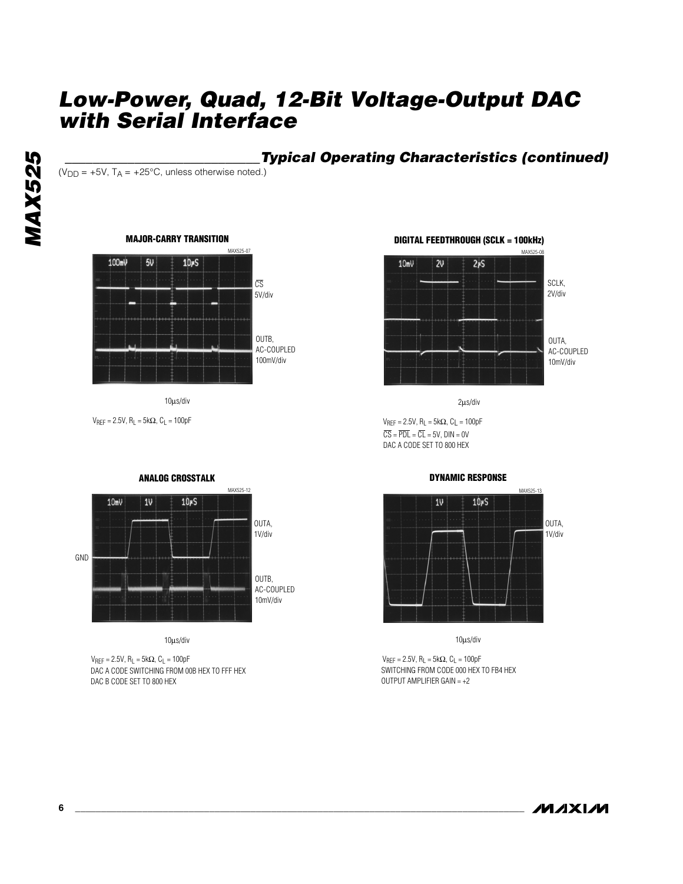## Typical Operating Characteristics (continued)

($V_{DD}$ = +5V, $T_A$ = +25°C, unless otherwise noted.)

**MAJOR-CARRY TRANSITION**

MAX525-07

100mV 5V 10μS

$\overline{CS}$ 5V/div

OUTB, AC-COUPLED 100mV/div

10μs/div

$V_{REF}$ = 2.5V, $R_L$ = 5kΩ, $C_L$ = 100pF

**DIGITAL FEEDTHROUGH (SCLK = 100kHz)**

MAX525-08

10mV 2V 2μS

SCLK, 2V/div

OUTA, AC-COUPLED 10mV/div

2μs/div

$V_{REF}$ = 2.5V, $R_L$ = 5kΩ, $C_L$ = 100pF
$\overline{CS}$ = $\overline{PDL}$ = $\overline{CL}$ = 5V, DIN = 0V
DAC A CODE SET TO 800 HEX

**ANALOG CROSSTALK**

MAX525-12

10mV 1V 10μS

OUTA, 1V/div

GND

OUTB, AC-COUPLED 10mV/div

10μs/div

$V_{REF}$ = 2.5V, $R_L$ = 5kΩ, $C_L$ = 100pF
DAC A CODE SWITCHING FROM 00B HEX TO FFF HEX
DAC B CODE SET TO 800 HEX

**DYNAMIC RESPONSE**

MAX525-13

1V 10μS

OUTA, 1V/div

10μs/div

$V_{REF}$ = 2.5V, $R_L$ = 5kΩ, $C_L$ = 100pF
SWITCHING FROM CODE 000 HEX TO FB4 HEX
OUTPUT AMPLIFIER GAIN = +2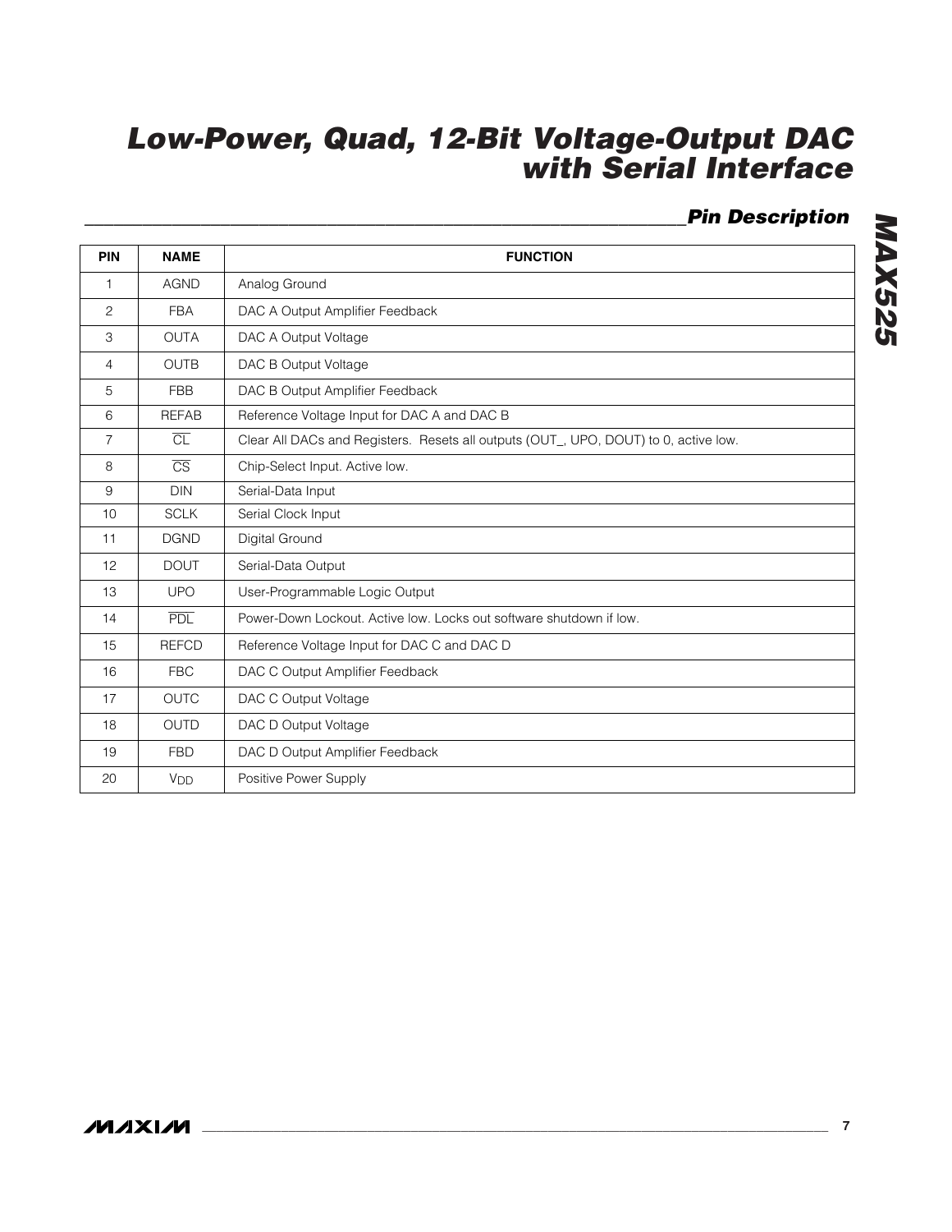## Pin Description

| PIN | NAME | FUNCTION |
|---|---|---|
| 1 | AGND | Analog Ground |
| 2 | FBA | DAC A Output Amplifier Feedback |
| 3 | OUTA | DAC A Output Voltage |
| 4 | OUTB | DAC B Output Voltage |
| 5 | FBB | DAC B Output Amplifier Feedback |
| 6 | REFAB | Reference Voltage Input for DAC A and DAC B |
| 7 | $\overline{CL}$ | Clear All DACs and Registers. Resets all outputs (OUT_, UPO, DOUT) to 0, active low. |
| 8 | $\overline{CS}$ | Chip-Select Input. Active low. |
| 9 | DIN | Serial-Data Input |
| 10 | SCLK | Serial Clock Input |
| 11 | DGND | Digital Ground |
| 12 | DOUT | Serial-Data Output |
| 13 | UPO | User-Programmable Logic Output |
| 14 | $\overline{PDL}$ | Power-Down Lockout. Active low. Locks out software shutdown if low. |
| 15 | REFCD | Reference Voltage Input for DAC C and DAC D |
| 16 | FBC | DAC C Output Amplifier Feedback |
| 17 | OUTC | DAC C Output Voltage |
| 18 | OUTD | DAC D Output Voltage |
| 19 | FBD | DAC D Output Amplifier Feedback |
| 20 | $V_{DD}$ | Positive Power Supply |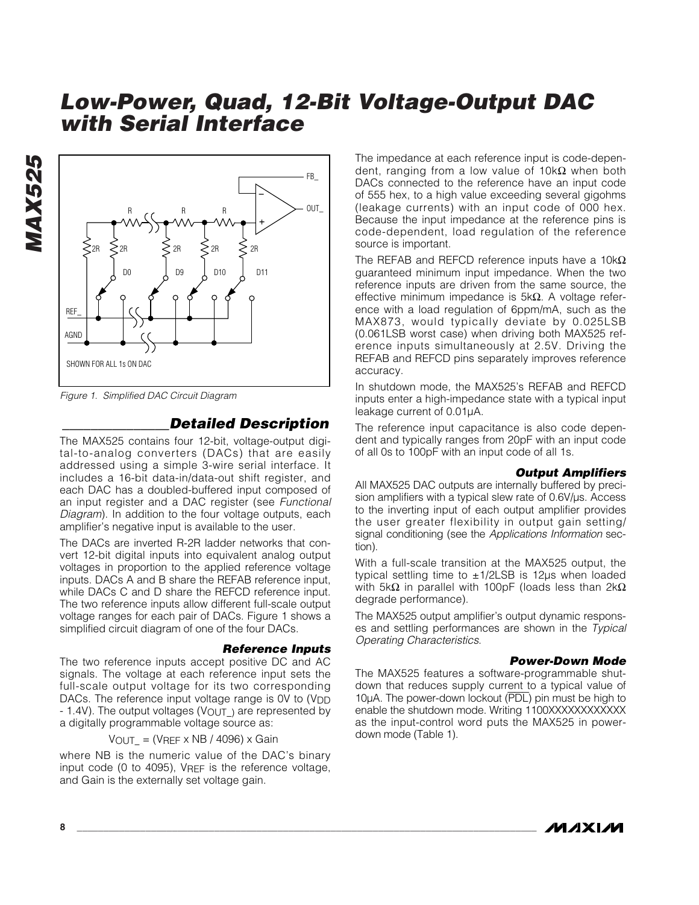# Low-Power, Quad, 12-Bit Voltage-Output DAC with Serial Interface

Figure 1. Simplified DAC Circuit Diagram

## Detailed Description

The MAX525 contains four 12-bit, voltage-output digital-to-analog converters (DACs) that are easily addressed using a simple 3-wire serial interface. It includes a 16-bit data-in/data-out shift register, and each DAC has a doubled-buffered input composed of an input register and a DAC register (see *Functional Diagram*). In addition to the four voltage outputs, each amplifier's negative input is available to the user.

The DACs are inverted R-2R ladder networks that convert 12-bit digital inputs into equivalent analog output voltages in proportion to the applied reference voltage inputs. DACs A and B share the REFAB reference input, while DACs C and D share the REFCD reference input. The two reference inputs allow different full-scale output voltage ranges for each pair of DACs. Figure 1 shows a simplified circuit diagram of one of the four DACs.

### Reference Inputs

The two reference inputs accept positive DC and AC signals. The voltage at each reference input sets the full-scale output voltage for its two corresponding DACs. The reference input voltage range is 0V to ($V_{DD}$ - 1.4V). The output voltages ($V_{OUT\_}$) are represented by a digitally programmable voltage source as:

$$V_{OUT\_} = (V_{REF} \times NB / 4096) \times Gain$$

where NB is the numeric value of the DAC's binary input code (0 to 4095), $V_{REF}$ is the reference voltage, and Gain is the externally set voltage gain.

The impedance at each reference input is code-dependent, ranging from a low value of 10kΩ when both DACs connected to the reference have an input code of 555 hex, to a high value exceeding several gigohms (leakage currents) with an input code of 000 hex. Because the input impedance at the reference pins is code-dependent, load regulation of the reference source is important.

The REFAB and REFCD reference inputs have a 10kΩ guaranteed minimum input impedance. When the two reference inputs are driven from the same source, the effective minimum impedance is 5kΩ. A voltage reference with a load regulation of 6ppm/mA, such as the MAX873, would typically deviate by 0.025LSB (0.061LSB worst case) when driving both MAX525 reference inputs simultaneously at 2.5V. Driving the REFAB and REFCD pins separately improves reference accuracy.

In shutdown mode, the MAX525's REFAB and REFCD inputs enter a high-impedance state with a typical input leakage current of 0.01µA.

The reference input capacitance is also code dependent and typically ranges from 20pF with an input code of all 0s to 100pF with an input code of all 1s.

### Output Amplifiers

All MAX525 DAC outputs are internally buffered by precision amplifiers with a typical slew rate of 0.6V/µs. Access to the inverting input of each output amplifier provides the user greater flexibility in output gain setting/ signal conditioning (see the *Applications Information* section).

With a full-scale transition at the MAX525 output, the typical settling time to ±1/2LSB is 12µs when loaded with 5kΩ in parallel with 100pF (loads less than 2kΩ degrade performance).

The MAX525 output amplifier's output dynamic responses and settling performances are shown in the *Typical Operating Characteristics*.

### Power-Down Mode

The MAX525 features a software-programmable shutdown that reduces supply current to a typical value of 10µA. The power-down lockout ($\overline{PDL}$) pin must be high to enable the shutdown mode. Writing 1100XXXXXXXXXXXX as the input-control word puts the MAX525 in power-down mode (Table 1).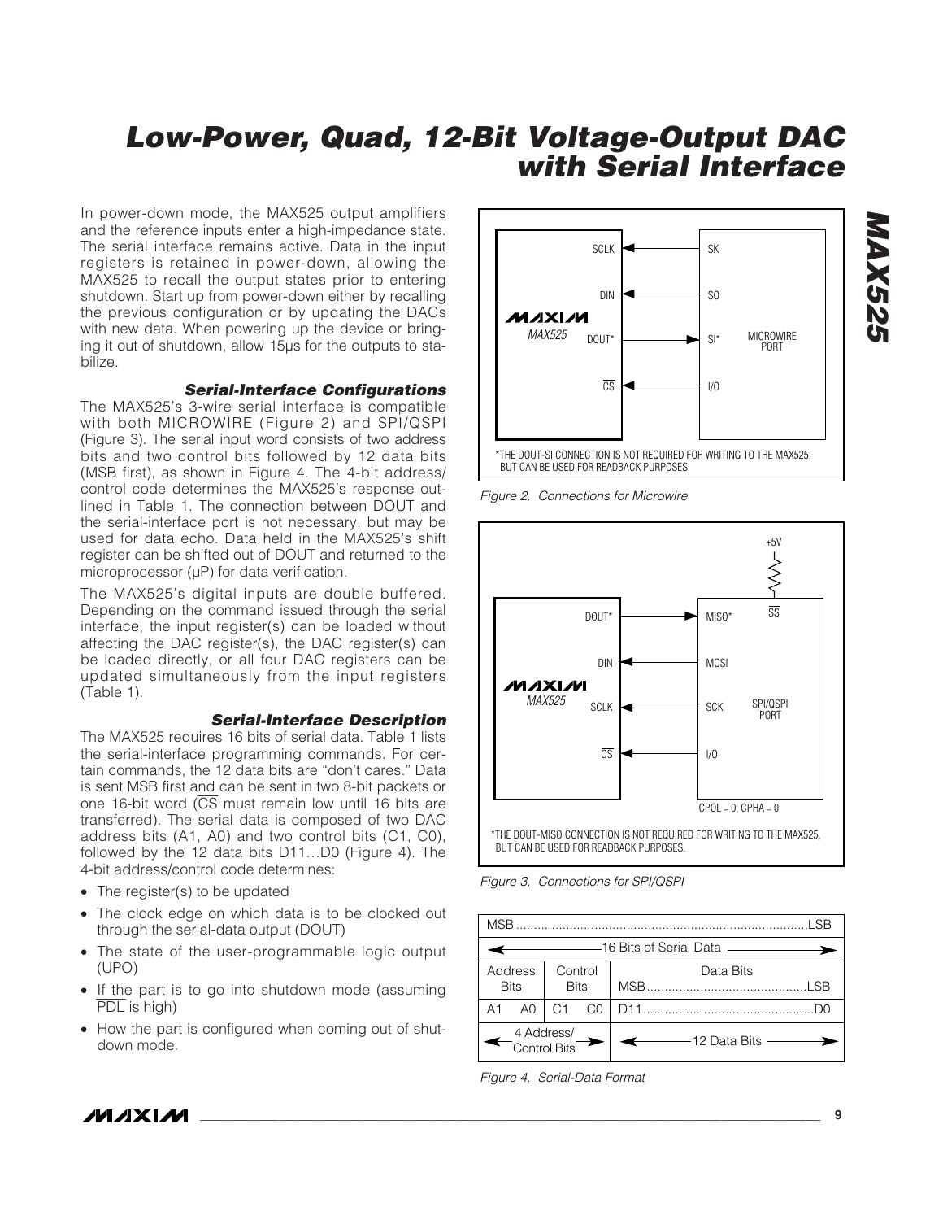In power-down mode, the MAX525 output amplifiers and the reference inputs enter a high-impedance state. The serial interface remains active. Data in the input registers is retained in power-down, allowing the MAX525 to recall the output states prior to entering shutdown. Start up from power-down either by recalling the previous configuration or by updating the DACs with new data. When powering up the device or bringing it out of shutdown, allow 15µs for the outputs to stabilize.

### Serial-Interface Configurations

The MAX525's 3-wire serial interface is compatible with both MICROWIRE (Figure 2) and SPI/QSPI (Figure 3). The serial input word consists of two address bits and two control bits followed by 12 data bits (MSB first), as shown in Figure 4. The 4-bit address/control code determines the MAX525's response outlined in Table 1. The connection between DOUT and the serial-interface port is not necessary, but may be used for data echo. Data held in the MAX525's shift register can be shifted out of DOUT and returned to the microprocessor (µP) for data verification.

The MAX525's digital inputs are double buffered. Depending on the command issued through the serial interface, the input register(s) can be loaded without affecting the DAC register(s), the DAC register(s) can be loaded directly, or all four DAC registers can be updated simultaneously from the input registers (Table 1).

### Serial-Interface Description

The MAX525 requires 16 bits of serial data. Table 1 lists the serial-interface programming commands. For certain commands, the 12 data bits are "don't cares." Data is sent MSB first and can be sent in two 8-bit packets or one 16-bit word ($\overline{CS}$ must remain low until 16 bits are transferred). The serial data is composed of two DAC address bits (A1, A0) and two control bits (C1, C0), followed by the 12 data bits D11…D0 (Figure 4). The 4-bit address/control code determines:

- The register(s) to be updated
- The clock edge on which data is to be clocked out through the serial-data output (DOUT)
- The state of the user-programmable logic output (UPO)
- If the part is to go into shutdown mode (assuming $\overline{PDL}$ is high)
- How the part is configured when coming out of shutdown mode.

| MAX525 | MICROWIRE PORT |
|---|---|
| SCLK | SK |
| DIN | SO |
| DOUT* | SI* |
| $\overline{CS}$ | I/O |

*THE DOUT-SI CONNECTION IS NOT REQUIRED FOR WRITING TO THE MAX525, BUT CAN BE USED FOR READBACK PURPOSES.

Figure 2. Connections for Microwire

| MAX525 | SPI/QSPI PORT |
|---|---|
| DOUT* | MISO* |
| DIN | MOSI |
| SCLK | SCK |
| $\overline{CS}$ | I/O |

+5V to $\overline{SS}$ (via resistor). CPOL = 0, CPHA = 0

*THE DOUT-MISO CONNECTION IS NOT REQUIRED FOR WRITING TO THE MAX525, BUT CAN BE USED FOR READBACK PURPOSES.

Figure 3. Connections for SPI/QSPI

| MSB ........ LSB | | | | |
|---|---|---|---|---|
| ← 16 Bits of Serial Data → | | | | |
| Address Bits | | Control Bits | | Data Bits MSB........LSB |
| A1 | A0 | C1 | C0 | D11........D0 |
| ← 4 Address/Control Bits → | | | | ← 12 Data Bits → |

Figure 4. Serial-Data Format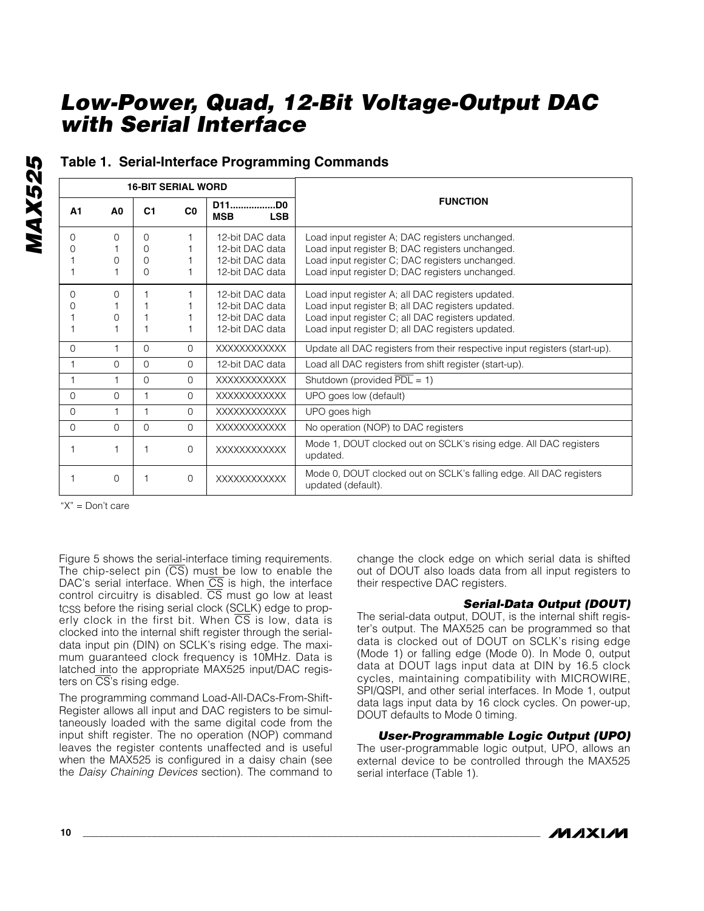## Table 1. Serial-Interface Programming Commands

| 16-BIT SERIAL WORD | | | | | FUNCTION |
|---|---|---|---|---|---|
| A1 | A0 | C1 | C0 | D11................D0 MSB LSB | |
| 0 | 0 | 0 | 1 | 12-bit DAC data | Load input register A; DAC registers unchanged. |
| 0 | 1 | 0 | 1 | 12-bit DAC data | Load input register B; DAC registers unchanged. |
| 1 | 0 | 0 | 1 | 12-bit DAC data | Load input register C; DAC registers unchanged. |
| 1 | 1 | 0 | 1 | 12-bit DAC data | Load input register D; DAC registers unchanged. |
| 0 | 0 | 1 | 1 | 12-bit DAC data | Load input register A; all DAC registers updated. |
| 0 | 1 | 1 | 1 | 12-bit DAC data | Load input register B; all DAC registers updated. |
| 1 | 0 | 1 | 1 | 12-bit DAC data | Load input register C; all DAC registers updated. |
| 1 | 1 | 1 | 1 | 12-bit DAC data | Load input register D; all DAC registers updated. |
| 0 | 1 | 0 | 0 | XXXXXXXXXXXX | Update all DAC registers from their respective input registers (start-up). |
| 1 | 0 | 0 | 0 | 12-bit DAC data | Load all DAC registers from shift register (start-up). |
| 1 | 1 | 0 | 0 | XXXXXXXXXXXX | Shutdown (provided $\overline{PDL}$ = 1) |
| 0 | 0 | 1 | 0 | XXXXXXXXXXXX | UPO goes low (default) |
| 0 | 1 | 1 | 0 | XXXXXXXXXXXX | UPO goes high |
| 0 | 0 | 0 | 0 | XXXXXXXXXXXX | No operation (NOP) to DAC registers |
| 1 | 1 | 1 | 0 | XXXXXXXXXXXX | Mode 1, DOUT clocked out on SCLK's rising edge. All DAC registers updated. |
| 1 | 0 | 1 | 0 | XXXXXXXXXXXX | Mode 0, DOUT clocked out on SCLK's falling edge. All DAC registers updated (default). |

"X" = Don't care

Figure 5 shows the serial-interface timing requirements. The chip-select pin ($\overline{CS}$) must be low to enable the DAC's serial interface. When $\overline{CS}$ is high, the interface control circuitry is disabled. $\overline{CS}$ must go low at least $t_{CSS}$ before the rising serial clock (SCLK) edge to properly clock in the first bit. When $\overline{CS}$ is low, data is clocked into the internal shift register through the serial-data input pin (DIN) on SCLK's rising edge. The maximum guaranteed clock frequency is 10MHz. Data is latched into the appropriate MAX525 input/DAC registers on $\overline{CS}$'s rising edge.

The programming command Load-All-DACs-From-Shift-Register allows all input and DAC registers to be simultaneously loaded with the same digital code from the input shift register. The no operation (NOP) command leaves the register contents unaffected and is useful when the MAX525 is configured in a daisy chain (see the *Daisy Chaining Devices* section). The command to change the clock edge on which serial data is shifted out of DOUT also loads data from all input registers to their respective DAC registers.

### *Serial-Data Output (DOUT)*

The serial-data output, DOUT, is the internal shift register's output. The MAX525 can be programmed so that data is clocked out of DOUT on SCLK's rising edge (Mode 1) or falling edge (Mode 0). In Mode 0, output data at DOUT lags input data at DIN by 16.5 clock cycles, maintaining compatibility with MICROWIRE, SPI/QSPI, and other serial interfaces. In Mode 1, output data lags input data by 16 clock cycles. On power-up, DOUT defaults to Mode 0 timing.

### *User-Programmable Logic Output (UPO)*

The user-programmable logic output, UPO, allows an external device to be controlled through the MAX525 serial interface (Table 1).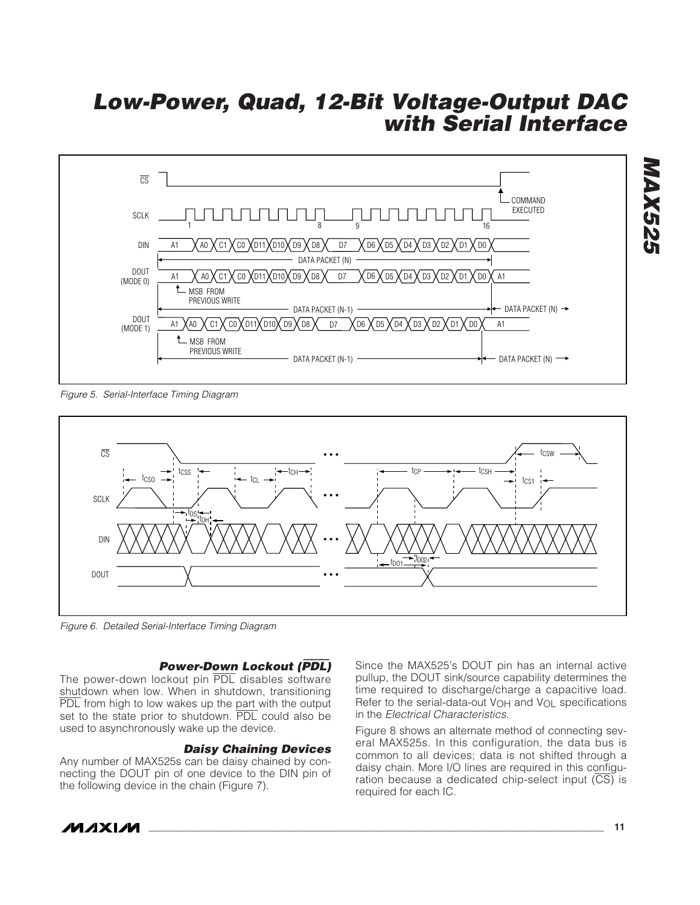Figure 5. Serial-Interface Timing Diagram

Figure 6. Detailed Serial-Interface Timing Diagram

### Power-Down Lockout ($\overline{PDL}$)

The power-down lockout pin $\overline{PDL}$ disables software shutdown when low. When in shutdown, transitioning $\overline{PDL}$ from high to low wakes up the part with the output set to the state prior to shutdown. $\overline{PDL}$ could also be used to asynchronously wake up the device.

### Daisy Chaining Devices

Any number of MAX525s can be daisy chained by connecting the DOUT pin of one device to the DIN pin of the following device in the chain (Figure 7).

Since the MAX525's DOUT pin has an internal active pullup, the DOUT sink/source capability determines the time required to discharge/charge a capacitive load. Refer to the serial-data-out $V_{OH}$ and $V_{OL}$ specifications in the *Electrical Characteristics*.

Figure 8 shows an alternate method of connecting several MAX525s. In this configuration, the data bus is common to all devices; data is not shifted through a daisy chain. More I/O lines are required in this configuration because a dedicated chip-select input ($\overline{CS}$) is required for each IC.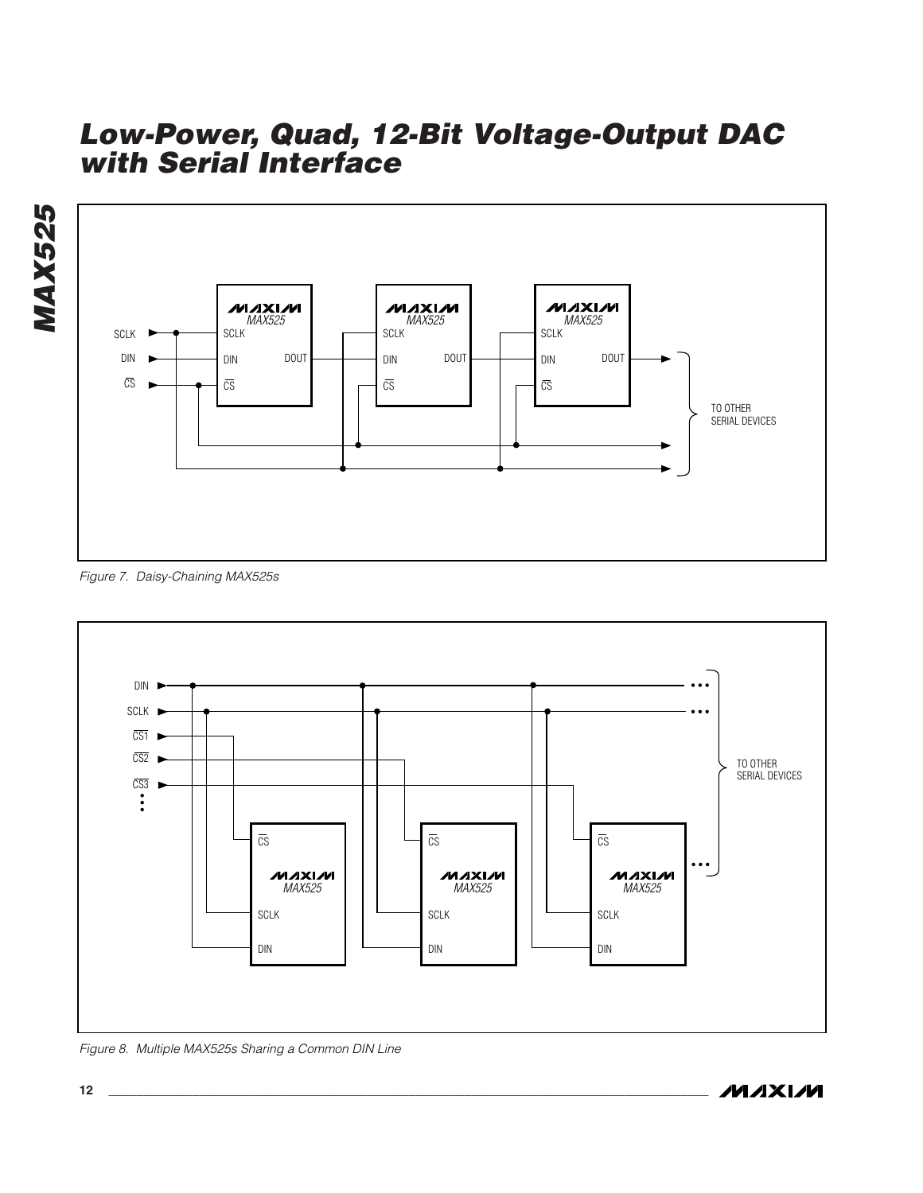Figure 7. Daisy-Chaining MAX525s

Figure 8. Multiple MAX525s Sharing a Common DIN Line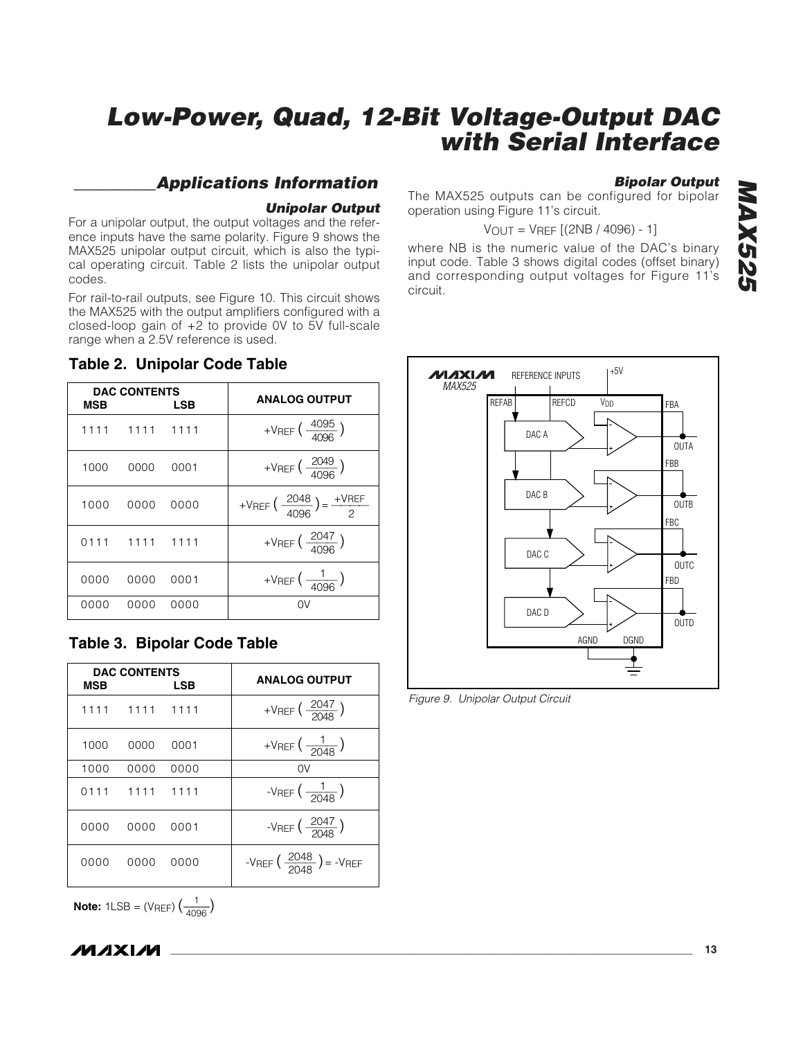## Applications Information

### Unipolar Output

For a unipolar output, the output voltages and the reference inputs have the same polarity. Figure 9 shows the MAX525 unipolar output circuit, which is also the typical operating circuit. Table 2 lists the unipolar output codes.

For rail-to-rail outputs, see Figure 10. This circuit shows the MAX525 with the output amplifiers configured with a closed-loop gain of +2 to provide 0V to 5V full-scale range when a 2.5V reference is used.

### Table 2. Unipolar Code Table

| DAC CONTENTS MSB | | LSB | ANALOG OUTPUT |
|---|---|---|---|
| 1111 | 1111 | 1111 | $+V_{REF}\left(\frac{4095}{4096}\right)$ |
| 1000 | 0000 | 0001 | $+V_{REF}\left(\frac{2049}{4096}\right)$ |
| 1000 | 0000 | 0000 | $+V_{REF}\left(\frac{2048}{4096}\right) = \frac{+V_{REF}}{2}$ |
| 0111 | 1111 | 1111 | $+V_{REF}\left(\frac{2047}{4096}\right)$ |
| 0000 | 0000 | 0001 | $+V_{REF}\left(\frac{1}{4096}\right)$ |
| 0000 | 0000 | 0000 | 0V |

### Table 3. Bipolar Code Table

| DAC CONTENTS MSB | | LSB | ANALOG OUTPUT |
|---|---|---|---|
| 1111 | 1111 | 1111 | $+V_{REF}\left(\frac{2047}{2048}\right)$ |
| 1000 | 0000 | 0001 | $+V_{REF}\left(\frac{1}{2048}\right)$ |
| 1000 | 0000 | 0000 | 0V |
| 0111 | 1111 | 1111 | $-V_{REF}\left(\frac{1}{2048}\right)$ |
| 0000 | 0000 | 0001 | $-V_{REF}\left(\frac{2047}{2048}\right)$ |
| 0000 | 0000 | 0000 | $-V_{REF}\left(\frac{2048}{2048}\right) = -V_{REF}$ |

**Note:** $1LSB = (V_{REF})\left(\frac{1}{4096}\right)$

### Bipolar Output

The MAX525 outputs can be configured for bipolar operation using Figure 11's circuit.

$$V_{OUT} = V_{REF}\left[(2NB / 4096) - 1\right]$$

where NB is the numeric value of the DAC's binary input code. Table 3 shows digital codes (offset binary) and corresponding output voltages for Figure 11's circuit.

*Figure 9. Unipolar Output Circuit*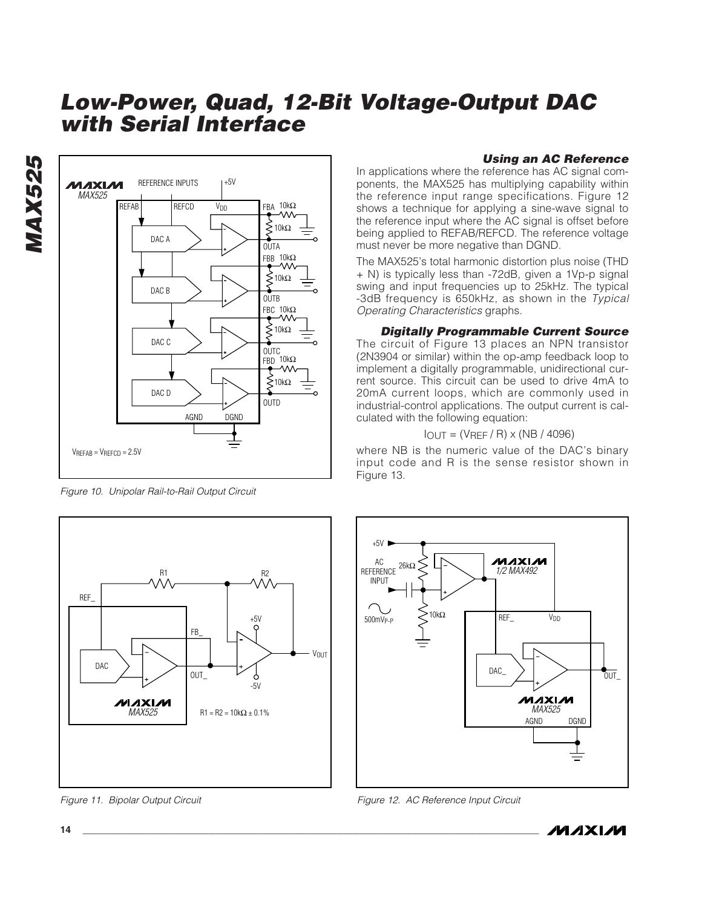# Low-Power, Quad, 12-Bit Voltage-Output DAC with Serial Interface

Figure 10. Unipolar Rail-to-Rail Output Circuit

### Using an AC Reference

In applications where the reference has AC signal components, the MAX525 has multiplying capability within the reference input range specifications. Figure 12 shows a technique for applying a sine-wave signal to the reference input where the AC signal is offset before being applied to REFAB/REFCD. The reference voltage must never be more negative than DGND.

The MAX525's total harmonic distortion plus noise (THD + N) is typically less than -72dB, given a 1Vp-p signal swing and input frequencies up to 25kHz. The typical -3dB frequency is 650kHz, as shown in the *Typical Operating Characteristics* graphs.

### Digitally Programmable Current Source

The circuit of Figure 13 places an NPN transistor (2N3904 or similar) within the op-amp feedback loop to implement a digitally programmable, unidirectional current source. This circuit can be used to drive 4mA to 20mA current loops, which are commonly used in industrial-control applications. The output current is calculated with the following equation:

$$I_{OUT} = (V_{REF} / R) \times (NB / 4096)$$

where NB is the numeric value of the DAC's binary input code and R is the sense resistor shown in Figure 13.

Figure 11. Bipolar Output Circuit

Figure 12. AC Reference Input Circuit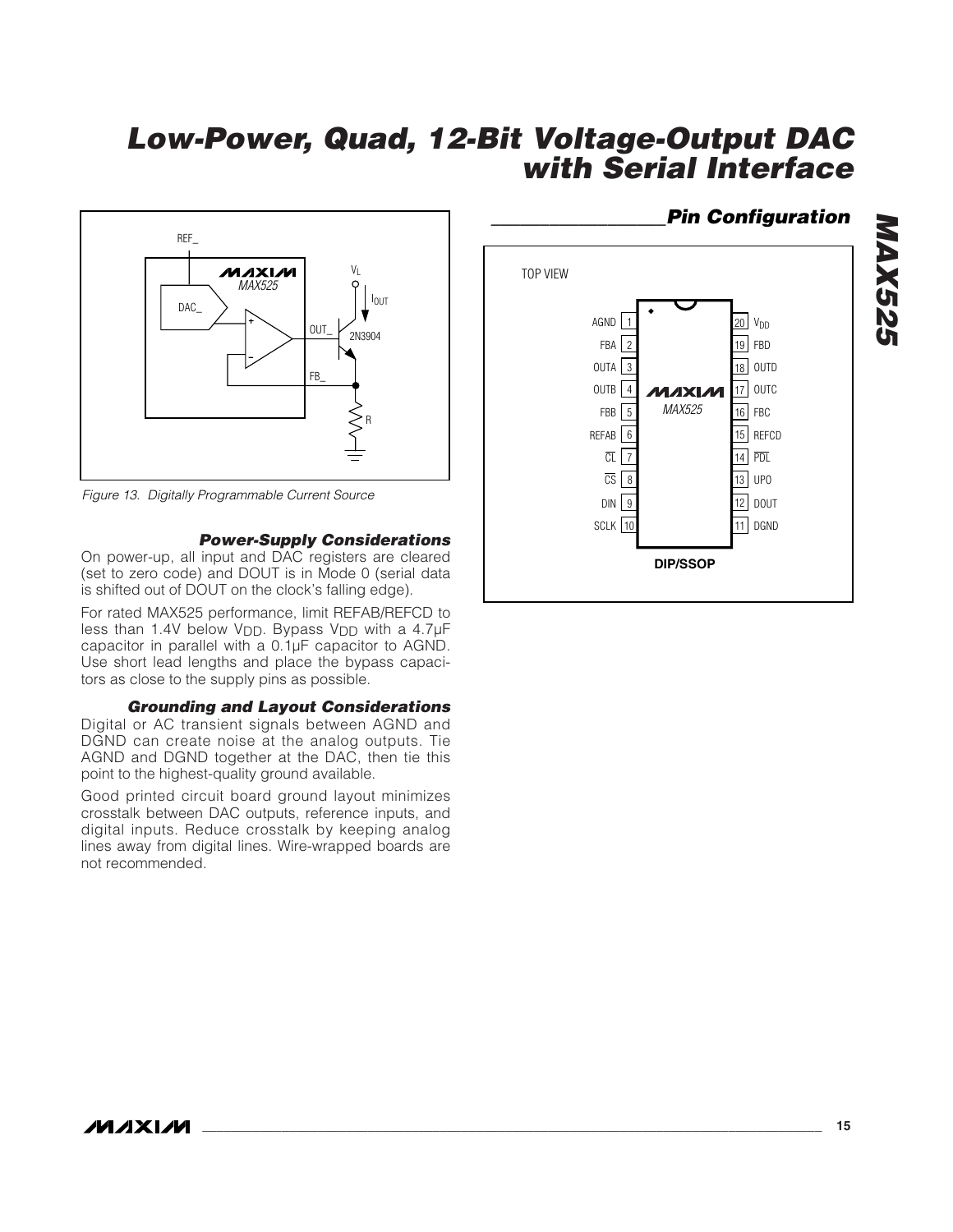Figure 13. Digitally Programmable Current Source

### Power-Supply Considerations

On power-up, all input and DAC registers are cleared (set to zero code) and DOUT is in Mode 0 (serial data is shifted out of DOUT on the clock's falling edge).

For rated MAX525 performance, limit REFAB/REFCD to less than 1.4V below $V_{DD}$. Bypass $V_{DD}$ with a 4.7µF capacitor in parallel with a 0.1µF capacitor to AGND. Use short lead lengths and place the bypass capacitors as close to the supply pins as possible.

### Grounding and Layout Considerations

Digital or AC transient signals between AGND and DGND can create noise at the analog outputs. Tie AGND and DGND together at the DAC, then tie this point to the highest-quality ground available.

Good printed circuit board ground layout minimizes crosstalk between DAC outputs, reference inputs, and digital inputs. Reduce crosstalk by keeping analog lines away from digital lines. Wire-wrapped boards are not recommended.

## Pin Configuration

TOP VIEW

| Pin | Name | Pin | Name |
|---|---|---|---|
| 1 | AGND | 20 | $V_{DD}$ |
| 2 | FBA | 19 | FBD |
| 3 | OUTA | 18 | OUTD |
| 4 | OUTB | 17 | OUTC |
| 5 | FBB | 16 | FBC |
| 6 | REFAB | 15 | REFCD |
| 7 | $\overline{CL}$ | 14 | $\overline{PDL}$ |
| 8 | $\overline{CS}$ | 13 | UPO |
| 9 | DIN | 12 | DOUT |
| 10 | SCLK | 11 | DGND |

**DIP/SSOP**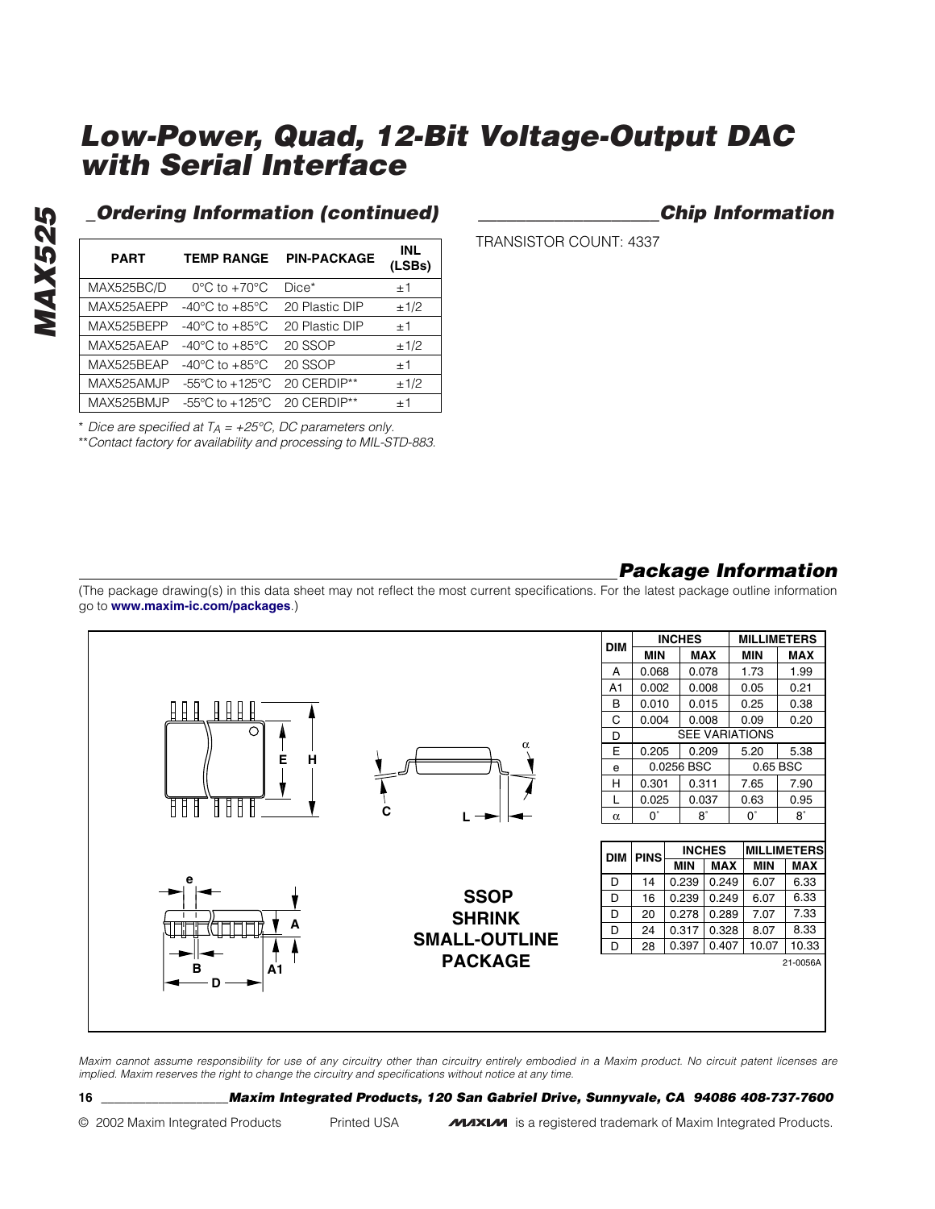## Ordering Information (continued)

| PART | TEMP RANGE | PIN-PACKAGE | INL (LSBs) |
|---|---|---|---|
| MAX525BC/D | 0°C to +70°C | Dice* | ±1 |
| MAX525AEPP | -40°C to +85°C | 20 Plastic DIP | ±1/2 |
| MAX525BEPP | -40°C to +85°C | 20 Plastic DIP | ±1 |
| MAX525AEAP | -40°C to +85°C | 20 SSOP | ±1/2 |
| MAX525BEAP | -40°C to +85°C | 20 SSOP | ±1 |
| MAX525AMJP | -55°C to +125°C | 20 CERDIP** | ±1/2 |
| MAX525BMJP | -55°C to +125°C | 20 CERDIP** | ±1 |

*\* Dice are specified at $T_A$ = +25°C, DC parameters only.*

*\*\*Contact factory for availability and processing to MIL-STD-883.*

## Chip Information

TRANSISTOR COUNT: 4337

## Package Information

(The package drawing(s) in this data sheet may not reflect the most current specifications. For the latest package outline information go to **www.maxim-ic.com/packages**.)

**SSOP SHRINK SMALL-OUTLINE PACKAGE**

| DIM | INCHES | | MILLIMETERS | |
|---|---|---|---|---|
| | MIN | MAX | MIN | MAX |
| A | 0.068 | 0.078 | 1.73 | 1.99 |
| A1 | 0.002 | 0.008 | 0.05 | 0.21 |
| B | 0.010 | 0.015 | 0.25 | 0.38 |
| C | 0.004 | 0.008 | 0.09 | 0.20 |
| D | SEE VARIATIONS | | | |
| E | 0.205 | 0.209 | 5.20 | 5.38 |
| e | 0.0256 BSC | | 0.65 BSC | |
| H | 0.301 | 0.311 | 7.65 | 7.90 |
| L | 0.025 | 0.037 | 0.63 | 0.95 |
| α | 0° | 8° | 0° | 8° |

| DIM | PINS | INCHES | | MILLIMETERS | |
|---|---|---|---|---|---|
| | | MIN | MAX | MIN | MAX |
| D | 14 | 0.239 | 0.249 | 6.07 | 6.33 |
| D | 16 | 0.239 | 0.249 | 6.07 | 6.33 |
| D | 20 | 0.278 | 0.289 | 7.07 | 7.33 |
| D | 24 | 0.317 | 0.328 | 8.07 | 8.33 |
| D | 28 | 0.397 | 0.407 | 10.07 | 10.33 |

21-0056A

*Maxim cannot assume responsibility for use of any circuitry other than circuitry entirely embodied in a Maxim product. No circuit patent licenses are implied. Maxim reserves the right to change the circuitry and specifications without notice at any time.*

***Maxim Integrated Products, 120 San Gabriel Drive, Sunnyvale, CA 94086 408-737-7600***

© 2002 Maxim Integrated Products Printed USA MAXIM is a registered trademark of Maxim Integrated Products.